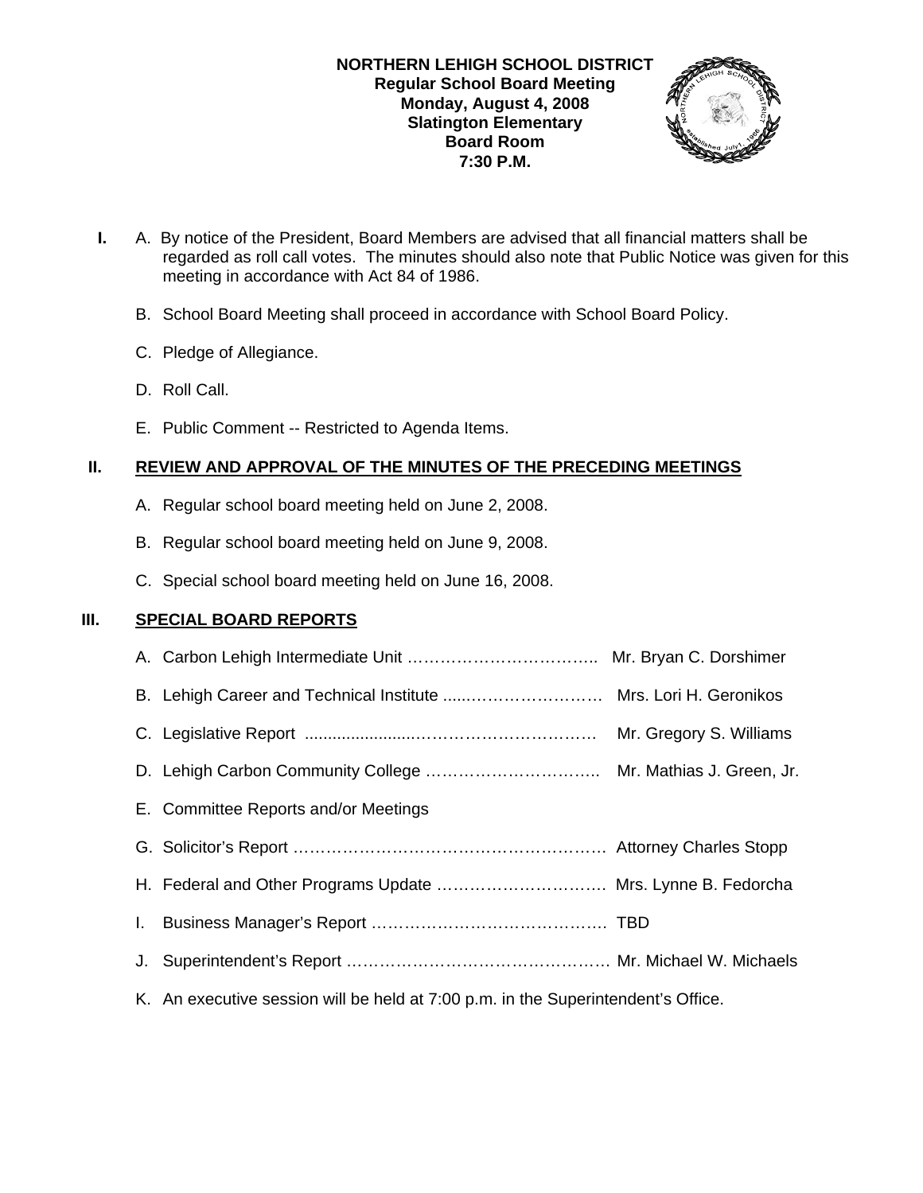**NORTHERN LEHIGH SCHOOL DISTRICT**
**Regular School Board Meeting**
**Monday, August 4, 2008**
**Slatington Elementary**
**Board Room**
**7:30 P.M.**

**I.** A. By notice of the President, Board Members are advised that all financial matters shall be regarded as roll call votes. The minutes should also note that Public Notice was given for this meeting in accordance with Act 84 of 1986.

B. School Board Meeting shall proceed in accordance with School Board Policy.

C. Pledge of Allegiance.

D. Roll Call.

E. Public Comment -- Restricted to Agenda Items.

## II. REVIEW AND APPROVAL OF THE MINUTES OF THE PRECEDING MEETINGS

A. Regular school board meeting held on June 2, 2008.

B. Regular school board meeting held on June 9, 2008.

C. Special school board meeting held on June 16, 2008.

## III. SPECIAL BOARD REPORTS

A. Carbon Lehigh Intermediate Unit …………………………….. Mr. Bryan C. Dorshimer

B. Lehigh Career and Technical Institute .....…………………… Mrs. Lori H. Geronikos

C. Legislative Report ......................…………………………… Mr. Gregory S. Williams

D. Lehigh Carbon Community College ………………………….. Mr. Mathias J. Green, Jr.

E. Committee Reports and/or Meetings

G. Solicitor's Report ………………………………………………. Attorney Charles Stopp

H. Federal and Other Programs Update …………………………. Mrs. Lynne B. Fedorcha

I. Business Manager's Report ……………………………………. TBD

J. Superintendent's Report ………………………………………… Mr. Michael W. Michaels

K. An executive session will be held at 7:00 p.m. in the Superintendent's Office.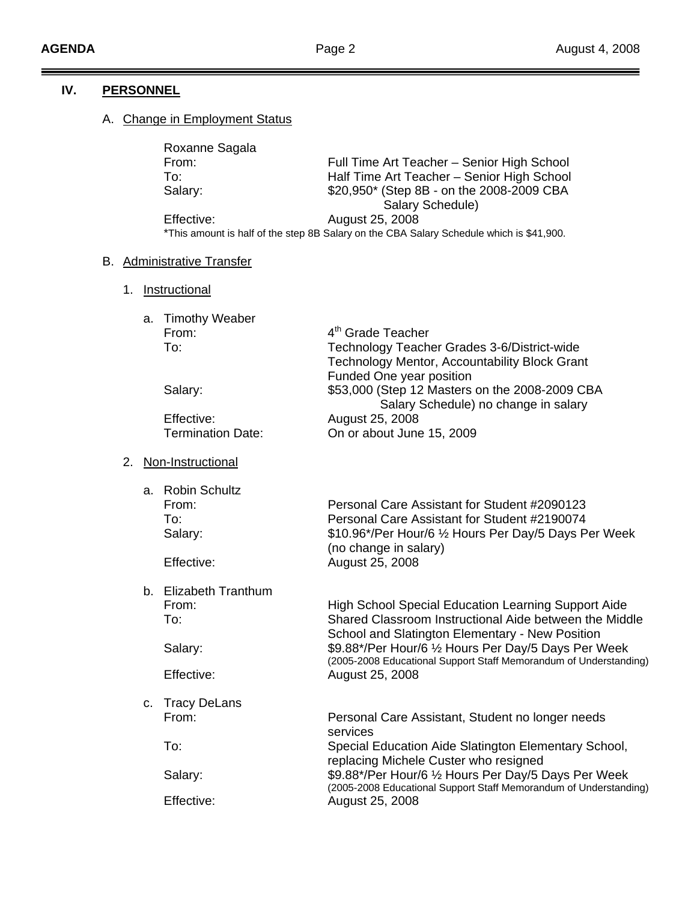## IV. PERSONNEL

### A. Change in Employment Status

Roxanne Sagala

From: Full Time Art Teacher – Senior High School

To: Half Time Art Teacher – Senior High School

Salary: $20,950* (Step 8B - on the 2008-2009 CBA Salary Schedule)

Effective: August 25, 2008

*This amount is half of the step 8B Salary on the CBA Salary Schedule which is $41,900.

### B. Administrative Transfer

1. Instructional

   a. Timothy Weaber

   From: 4th Grade Teacher

   To: Technology Teacher Grades 3-6/District-wide Technology Mentor, Accountability Block Grant Funded One year position

   Salary: $53,000 (Step 12 Masters on the 2008-2009 CBA Salary Schedule) no change in salary

   Effective: August 25, 2008

   Termination Date: On or about June 15, 2009

2. Non-Instructional

   a. Robin Schultz

   From: Personal Care Assistant for Student #2090123

   To: Personal Care Assistant for Student #2190074

   Salary: $10.96*/Per Hour/6 ½ Hours Per Day/5 Days Per Week (no change in salary)

   Effective: August 25, 2008

   b. Elizabeth Tranthum

   From: High School Special Education Learning Support Aide

   To: Shared Classroom Instructional Aide between the Middle School and Slatington Elementary - New Position

   Salary: $9.88*/Per Hour/6 ½ Hours Per Day/5 Days Per Week (2005-2008 Educational Support Staff Memorandum of Understanding)

   Effective: August 25, 2008

   c. Tracy DeLans

   From: Personal Care Assistant, Student no longer needs services

   To: Special Education Aide Slatington Elementary School, replacing Michele Custer who resigned

   Salary: $9.88*/Per Hour/6 ½ Hours Per Day/5 Days Per Week (2005-2008 Educational Support Staff Memorandum of Understanding)

   Effective: August 25, 2008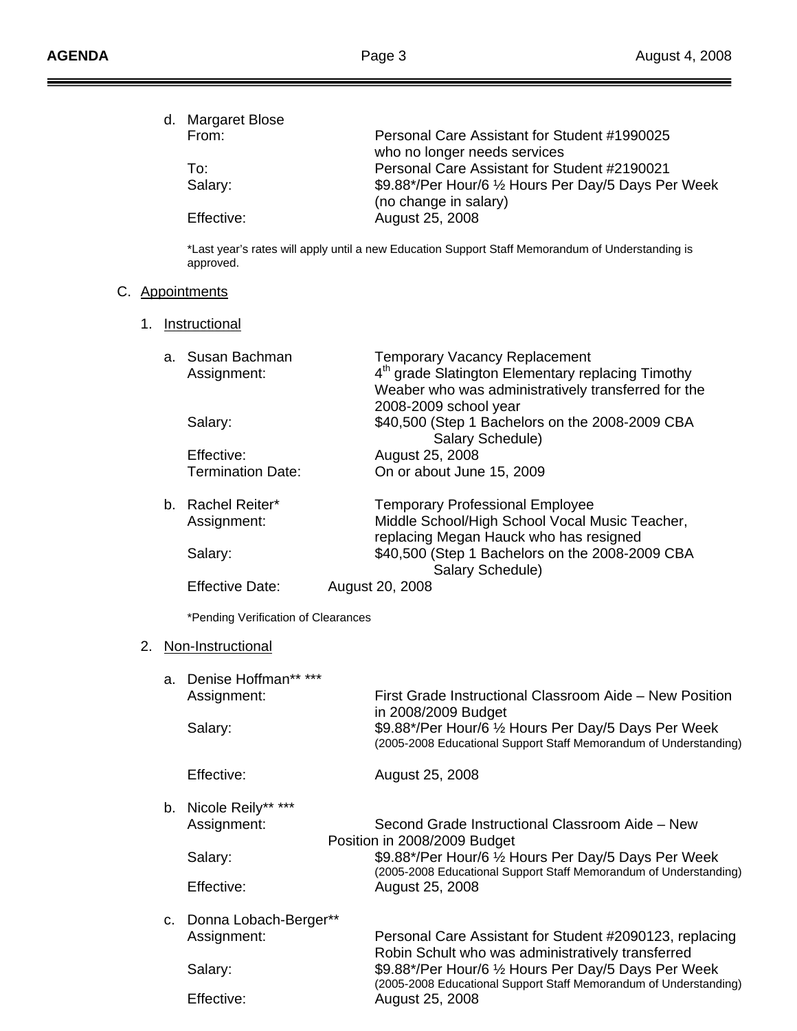d. Margaret Blose

From: Personal Care Assistant for Student #1990025 who no longer needs services

To: Personal Care Assistant for Student #2190021

Salary: $9.88*/Per Hour/6 ½ Hours Per Day/5 Days Per Week (no change in salary)

Effective: August 25, 2008

*Last year's rates will apply until a new Education Support Staff Memorandum of Understanding is approved.

C. Appointments

1. Instructional

a. Susan Bachman — Temporary Vacancy Replacement

Assignment: 4th grade Slatington Elementary replacing Timothy Weaber who was administratively transferred for the 2008-2009 school year

Salary: $40,500 (Step 1 Bachelors on the 2008-2009 CBA Salary Schedule)

Effective: August 25, 2008

Termination Date: On or about June 15, 2009

b. Rachel Reiter* — Temporary Professional Employee

Assignment: Middle School/High School Vocal Music Teacher, replacing Megan Hauck who has resigned

Salary: $40,500 (Step 1 Bachelors on the 2008-2009 CBA Salary Schedule)

Effective Date: August 20, 2008

*Pending Verification of Clearances

2. Non-Instructional

a. Denise Hoffman** ***

Assignment: First Grade Instructional Classroom Aide – New Position in 2008/2009 Budget

Salary: $9.88*/Per Hour/6 ½ Hours Per Day/5 Days Per Week (2005-2008 Educational Support Staff Memorandum of Understanding)

Effective: August 25, 2008

b. Nicole Reily** ***

Assignment: Second Grade Instructional Classroom Aide – New Position in 2008/2009 Budget

Salary: $9.88*/Per Hour/6 ½ Hours Per Day/5 Days Per Week (2005-2008 Educational Support Staff Memorandum of Understanding)

Effective: August 25, 2008

c. Donna Lobach-Berger**

Assignment: Personal Care Assistant for Student #2090123, replacing Robin Schult who was administratively transferred

Salary: $9.88*/Per Hour/6 ½ Hours Per Day/5 Days Per Week (2005-2008 Educational Support Staff Memorandum of Understanding)

Effective: August 25, 2008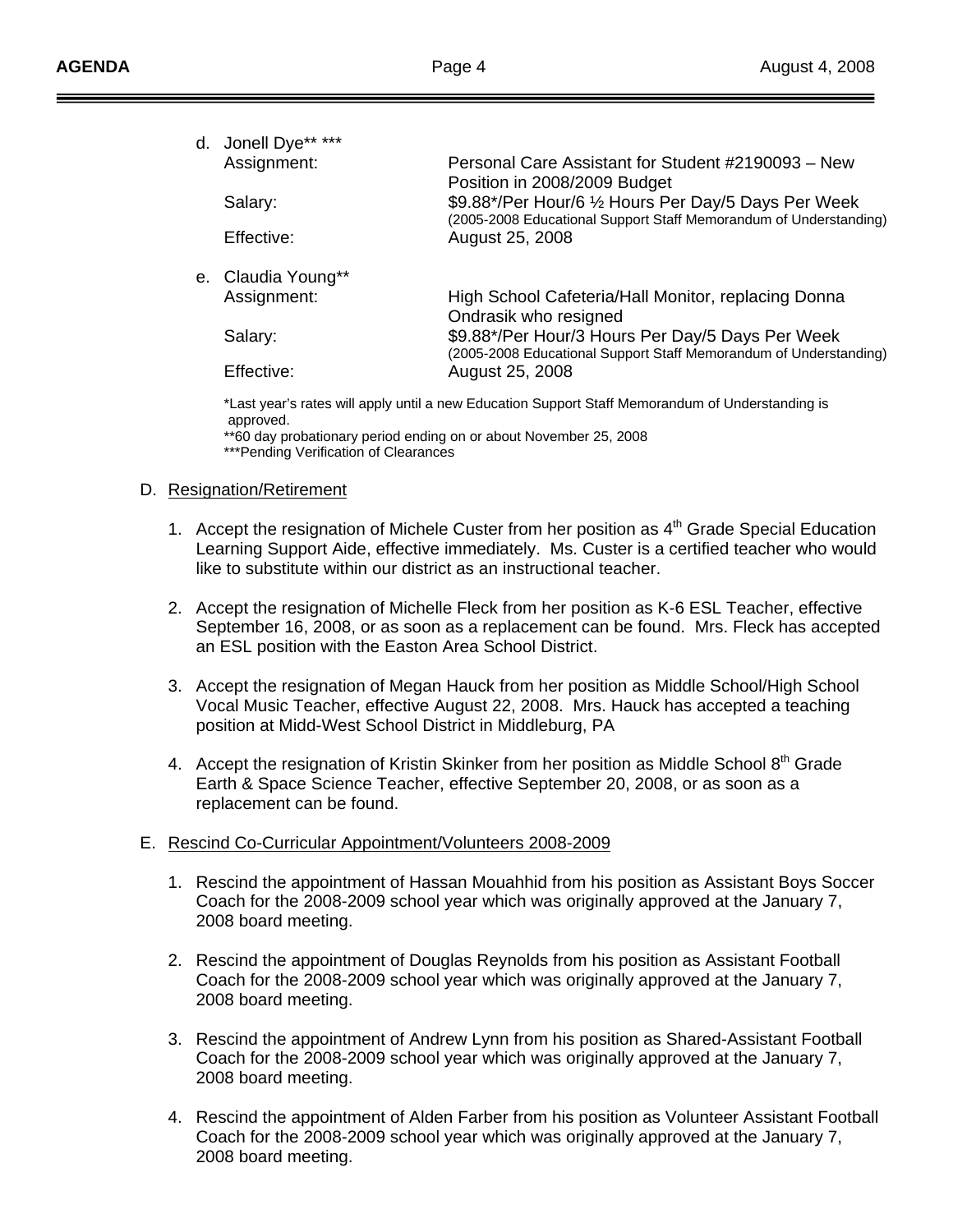d. Jonell Dye** ***

   Assignment: Personal Care Assistant for Student #2190093 – New Position in 2008/2009 Budget

   Salary: $9.88*/Per Hour/6 ½ Hours Per Day/5 Days Per Week (2005-2008 Educational Support Staff Memorandum of Understanding)

   Effective: August 25, 2008

e. Claudia Young**

   Assignment: High School Cafeteria/Hall Monitor, replacing Donna Ondrasik who resigned

   Salary: $9.88*/Per Hour/3 Hours Per Day/5 Days Per Week (2005-2008 Educational Support Staff Memorandum of Understanding)

   Effective: August 25, 2008

*Last year's rates will apply until a new Education Support Staff Memorandum of Understanding is approved.
**60 day probationary period ending on or about November 25, 2008
***Pending Verification of Clearances

D. <u>Resignation/Retirement</u>

1. Accept the resignation of Michele Custer from her position as 4th Grade Special Education Learning Support Aide, effective immediately. Ms. Custer is a certified teacher who would like to substitute within our district as an instructional teacher.

2. Accept the resignation of Michelle Fleck from her position as K-6 ESL Teacher, effective September 16, 2008, or as soon as a replacement can be found. Mrs. Fleck has accepted an ESL position with the Easton Area School District.

3. Accept the resignation of Megan Hauck from her position as Middle School/High School Vocal Music Teacher, effective August 22, 2008. Mrs. Hauck has accepted a teaching position at Midd-West School District in Middleburg, PA

4. Accept the resignation of Kristin Skinker from her position as Middle School 8th Grade Earth & Space Science Teacher, effective September 20, 2008, or as soon as a replacement can be found.

E. <u>Rescind Co-Curricular Appointment/Volunteers 2008-2009</u>

1. Rescind the appointment of Hassan Mouahhid from his position as Assistant Boys Soccer Coach for the 2008-2009 school year which was originally approved at the January 7, 2008 board meeting.

2. Rescind the appointment of Douglas Reynolds from his position as Assistant Football Coach for the 2008-2009 school year which was originally approved at the January 7, 2008 board meeting.

3. Rescind the appointment of Andrew Lynn from his position as Shared-Assistant Football Coach for the 2008-2009 school year which was originally approved at the January 7, 2008 board meeting.

4. Rescind the appointment of Alden Farber from his position as Volunteer Assistant Football Coach for the 2008-2009 school year which was originally approved at the January 7, 2008 board meeting.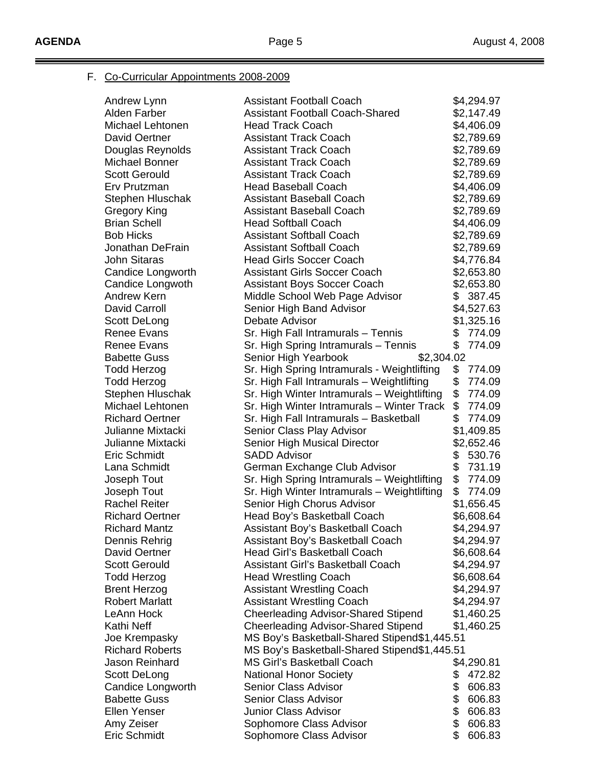F. Co-Curricular Appointments 2008-2009

| | | |
|---|---|---|
| Andrew Lynn | Assistant Football Coach | $4,294.97 |
| Alden Farber | Assistant Football Coach-Shared | $2,147.49 |
| Michael Lehtonen | Head Track Coach | $4,406.09 |
| David Oertner | Assistant Track Coach | $2,789.69 |
| Douglas Reynolds | Assistant Track Coach | $2,789.69 |
| Michael Bonner | Assistant Track Coach | $2,789.69 |
| Scott Gerould | Assistant Track Coach | $2,789.69 |
| Erv Prutzman | Head Baseball Coach | $4,406.09 |
| Stephen Hluschak | Assistant Baseball Coach | $2,789.69 |
| Gregory King | Assistant Baseball Coach | $2,789.69 |
| Brian Schell | Head Softball Coach | $4,406.09 |
| Bob Hicks | Assistant Softball Coach | $2,789.69 |
| Jonathan DeFrain | Assistant Softball Coach | $2,789.69 |
| John Sitaras | Head Girls Soccer Coach | $4,776.84 |
| Candice Longworth | Assistant Girls Soccer Coach | $2,653.80 |
| Candice Longwoth | Assistant Boys Soccer Coach | $2,653.80 |
| Andrew Kern | Middle School Web Page Advisor | $ 387.45 |
| David Carroll | Senior High Band Advisor | $4,527.63 |
| Scott DeLong | Debate Advisor | $1,325.16 |
| Renee Evans | Sr. High Fall Intramurals – Tennis | $ 774.09 |
| Renee Evans | Sr. High Spring Intramurals – Tennis | $ 774.09 |
| Babette Guss | Senior High Yearbook | $2,304.02 |
| Todd Herzog | Sr. High Spring Intramurals - Weightlifting | $ 774.09 |
| Todd Herzog | Sr. High Fall Intramurals – Weightlifting | $ 774.09 |
| Stephen Hluschak | Sr. High Winter Intramurals – Weightlifting | $ 774.09 |
| Michael Lehtonen | Sr. High Winter Intramurals – Winter Track | $ 774.09 |
| Richard Oertner | Sr. High Fall Intramurals – Basketball | $ 774.09 |
| Julianne Mixtacki | Senior Class Play Advisor | $1,409.85 |
| Julianne Mixtacki | Senior High Musical Director | $2,652.46 |
| Eric Schmidt | SADD Advisor | $ 530.76 |
| Lana Schmidt | German Exchange Club Advisor | $ 731.19 |
| Joseph Tout | Sr. High Spring Intramurals – Weightlifting | $ 774.09 |
| Joseph Tout | Sr. High Winter Intramurals – Weightlifting | $ 774.09 |
| Rachel Reiter | Senior High Chorus Advisor | $1,656.45 |
| Richard Oertner | Head Boy's Basketball Coach | $6,608.64 |
| Richard Mantz | Assistant Boy's Basketball Coach | $4,294.97 |
| Dennis Rehrig | Assistant Boy's Basketball Coach | $4,294.97 |
| David Oertner | Head Girl's Basketball Coach | $6,608.64 |
| Scott Gerould | Assistant Girl's Basketball Coach | $4,294.97 |
| Todd Herzog | Head Wrestling Coach | $6,608.64 |
| Brent Herzog | Assistant Wrestling Coach | $4,294.97 |
| Robert Marlatt | Assistant Wrestling Coach | $4,294.97 |
| LeAnn Hock | Cheerleading Advisor-Shared Stipend | $1,460.25 |
| Kathi Neff | Cheerleading Advisor-Shared Stipend | $1,460.25 |
| Joe Krempasky | MS Boy's Basketball-Shared Stipend | $1,445.51 |
| Richard Roberts | MS Boy's Basketball-Shared Stipend | $1,445.51 |
| Jason Reinhard | MS Girl's Basketball Coach | $4,290.81 |
| Scott DeLong | National Honor Society | $ 472.82 |
| Candice Longworth | Senior Class Advisor | $ 606.83 |
| Babette Guss | Senior Class Advisor | $ 606.83 |
| Ellen Yenser | Junior Class Advisor | $ 606.83 |
| Amy Zeiser | Sophomore Class Advisor | $ 606.83 |
| Eric Schmidt | Sophomore Class Advisor | $ 606.83 |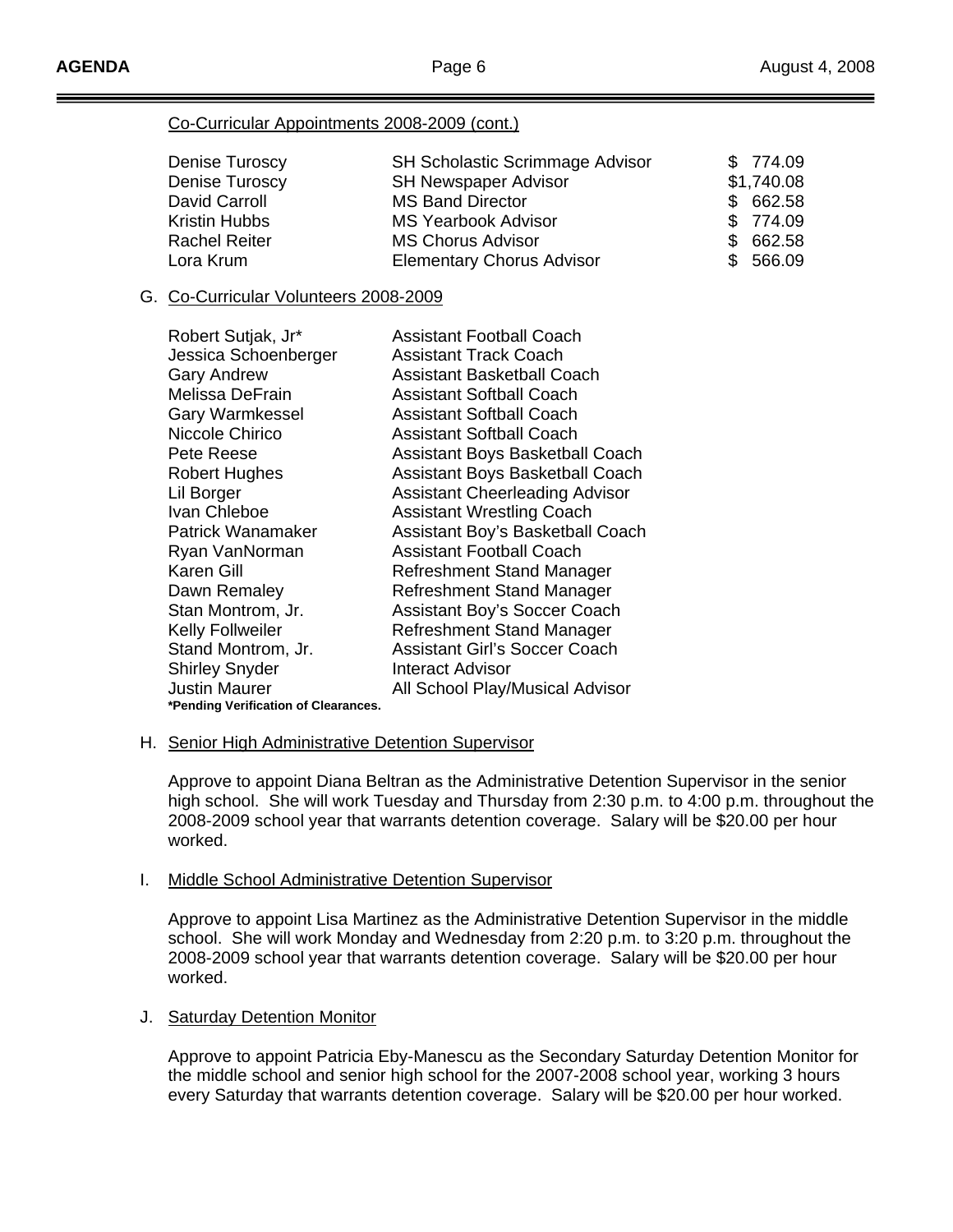Co-Curricular Appointments 2008-2009 (cont.)

| | | |
|---|---|---|
| Denise Turoscy | SH Scholastic Scrimmage Advisor | $ 774.09 |
| Denise Turoscy | SH Newspaper Advisor | $1,740.08 |
| David Carroll | MS Band Director | $ 662.58 |
| Kristin Hubbs | MS Yearbook Advisor | $ 774.09 |
| Rachel Reiter | MS Chorus Advisor | $ 662.58 |
| Lora Krum | Elementary Chorus Advisor | $ 566.09 |

G. Co-Curricular Volunteers 2008-2009

| | |
|---|---|
| Robert Sutjak, Jr* | Assistant Football Coach |
| Jessica Schoenberger | Assistant Track Coach |
| Gary Andrew | Assistant Basketball Coach |
| Melissa DeFrain | Assistant Softball Coach |
| Gary Warmkessel | Assistant Softball Coach |
| Niccole Chirico | Assistant Softball Coach |
| Pete Reese | Assistant Boys Basketball Coach |
| Robert Hughes | Assistant Boys Basketball Coach |
| Lil Borger | Assistant Cheerleading Advisor |
| Ivan Chleboe | Assistant Wrestling Coach |
| Patrick Wanamaker | Assistant Boy's Basketball Coach |
| Ryan VanNorman | Assistant Football Coach |
| Karen Gill | Refreshment Stand Manager |
| Dawn Remaley | Refreshment Stand Manager |
| Stan Montrom, Jr. | Assistant Boy's Soccer Coach |
| Kelly Follweiler | Refreshment Stand Manager |
| Stand Montrom, Jr. | Assistant Girl's Soccer Coach |
| Shirley Snyder | Interact Advisor |
| Justin Maurer | All School Play/Musical Advisor |

**\*Pending Verification of Clearances.**

H. Senior High Administrative Detention Supervisor

Approve to appoint Diana Beltran as the Administrative Detention Supervisor in the senior high school. She will work Tuesday and Thursday from 2:30 p.m. to 4:00 p.m. throughout the 2008-2009 school year that warrants detention coverage. Salary will be $20.00 per hour worked.

I. Middle School Administrative Detention Supervisor

Approve to appoint Lisa Martinez as the Administrative Detention Supervisor in the middle school. She will work Monday and Wednesday from 2:20 p.m. to 3:20 p.m. throughout the 2008-2009 school year that warrants detention coverage. Salary will be $20.00 per hour worked.

J. Saturday Detention Monitor

Approve to appoint Patricia Eby-Manescu as the Secondary Saturday Detention Monitor for the middle school and senior high school for the 2007-2008 school year, working 3 hours every Saturday that warrants detention coverage. Salary will be $20.00 per hour worked.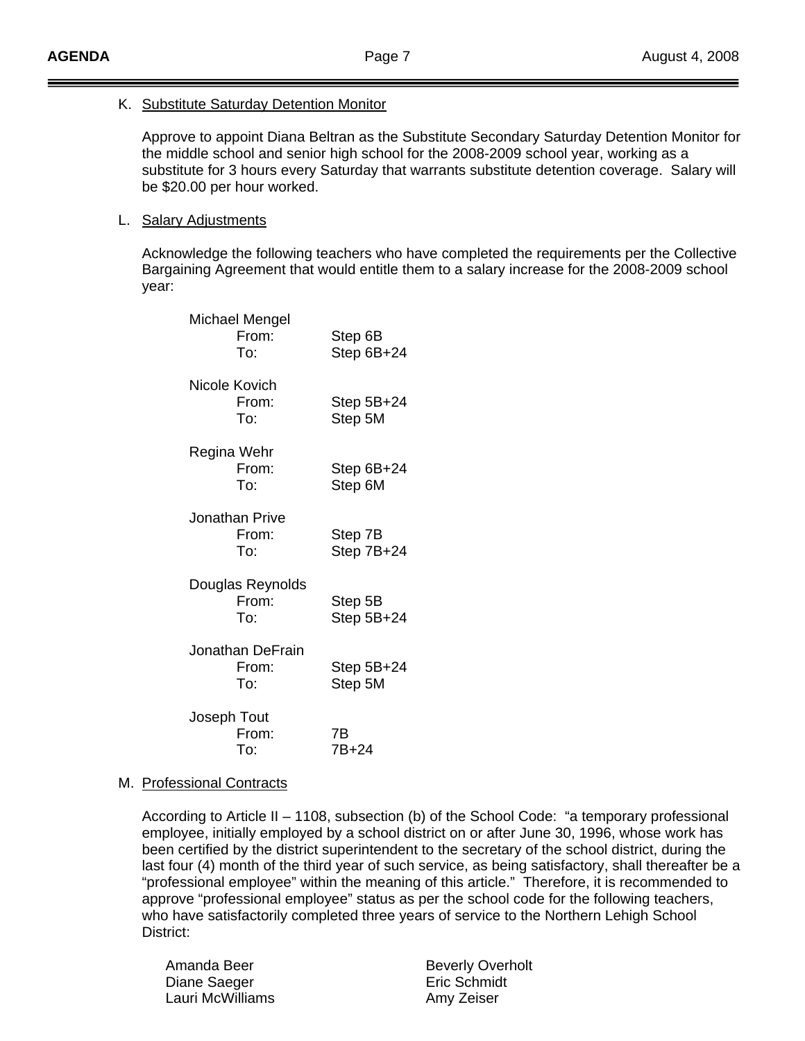K. Substitute Saturday Detention Monitor

Approve to appoint Diana Beltran as the Substitute Secondary Saturday Detention Monitor for the middle school and senior high school for the 2008-2009 school year, working as a substitute for 3 hours every Saturday that warrants substitute detention coverage. Salary will be $20.00 per hour worked.

L. Salary Adjustments

Acknowledge the following teachers who have completed the requirements per the Collective Bargaining Agreement that would entitle them to a salary increase for the 2008-2009 school year:

Michael Mengel
- From: Step 6B
- To: Step 6B+24

Nicole Kovich
- From: Step 5B+24
- To: Step 5M

Regina Wehr
- From: Step 6B+24
- To: Step 6M

Jonathan Prive
- From: Step 7B
- To: Step 7B+24

Douglas Reynolds
- From: Step 5B
- To: Step 5B+24

Jonathan DeFrain
- From: Step 5B+24
- To: Step 5M

Joseph Tout
- From: 7B
- To: 7B+24

M. Professional Contracts

According to Article II – 1108, subsection (b) of the School Code: "a temporary professional employee, initially employed by a school district on or after June 30, 1996, whose work has been certified by the district superintendent to the secretary of the school district, during the last four (4) month of the third year of such service, as being satisfactory, shall thereafter be a "professional employee" within the meaning of this article." Therefore, it is recommended to approve "professional employee" status as per the school code for the following teachers, who have satisfactorily completed three years of service to the Northern Lehigh School District:

Amanda Beer
Diane Saeger
Lauri McWilliams
Beverly Overholt
Eric Schmidt
Amy Zeiser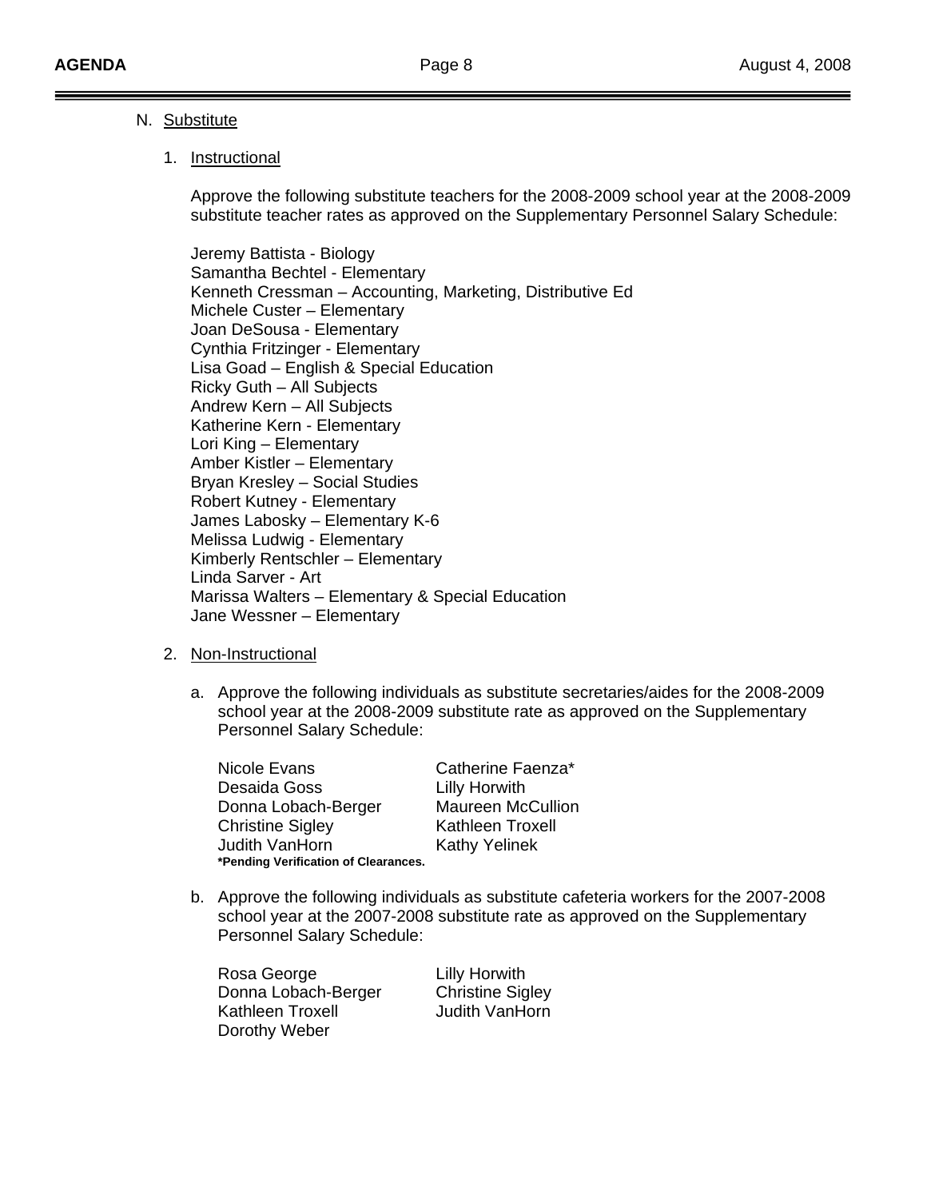N. Substitute

1. Instructional

Approve the following substitute teachers for the 2008-2009 school year at the 2008-2009 substitute teacher rates as approved on the Supplementary Personnel Salary Schedule:

Jeremy Battista - Biology
Samantha Bechtel - Elementary
Kenneth Cressman – Accounting, Marketing, Distributive Ed
Michele Custer – Elementary
Joan DeSousa - Elementary
Cynthia Fritzinger - Elementary
Lisa Goad – English & Special Education
Ricky Guth – All Subjects
Andrew Kern – All Subjects
Katherine Kern - Elementary
Lori King – Elementary
Amber Kistler – Elementary
Bryan Kresley – Social Studies
Robert Kutney - Elementary
James Labosky – Elementary K-6
Melissa Ludwig - Elementary
Kimberly Rentschler – Elementary
Linda Sarver - Art
Marissa Walters – Elementary & Special Education
Jane Wessner – Elementary

2. Non-Instructional

a. Approve the following individuals as substitute secretaries/aides for the 2008-2009 school year at the 2008-2009 substitute rate as approved on the Supplementary Personnel Salary Schedule:

Nicole Evans
Catherine Faenza*
Desaida Goss
Lilly Horwith
Donna Lobach-Berger
Maureen McCullion
Christine Sigley
Kathleen Troxell
Judith VanHorn
Kathy Yelinek

**\*Pending Verification of Clearances.**

b. Approve the following individuals as substitute cafeteria workers for the 2007-2008 school year at the 2007-2008 substitute rate as approved on the Supplementary Personnel Salary Schedule:

Rosa George
Lilly Horwith
Donna Lobach-Berger
Christine Sigley
Kathleen Troxell
Judith VanHorn
Dorothy Weber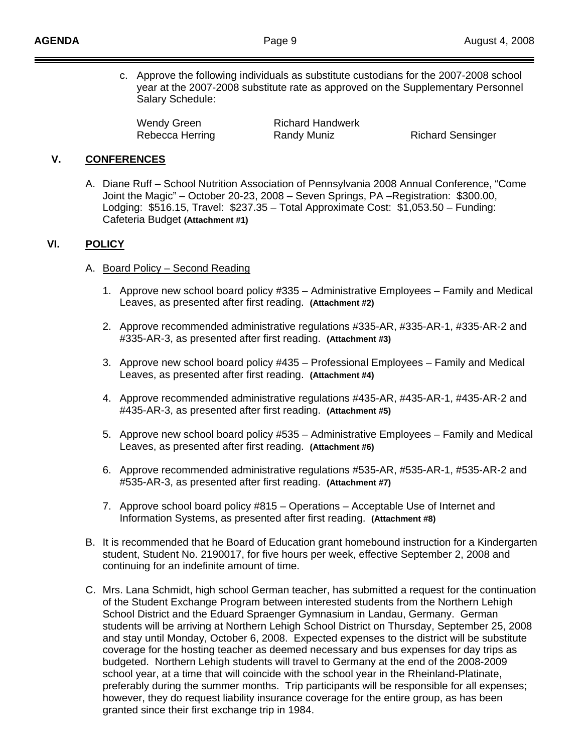c. Approve the following individuals as substitute custodians for the 2007-2008 school year at the 2007-2008 substitute rate as approved on the Supplementary Personnel Salary Schedule:

| | | |
|---|---|---|
| Wendy Green | Richard Handwerk | |
| Rebecca Herring | Randy Muniz | Richard Sensinger |

## V. CONFERENCES

A. Diane Ruff – School Nutrition Association of Pennsylvania 2008 Annual Conference, "Come Joint the Magic" – October 20-23, 2008 – Seven Springs, PA –Registration: $300.00, Lodging: $516.15, Travel: $237.35 – Total Approximate Cost: $1,053.50 – Funding: Cafeteria Budget **(Attachment #1)**

## VI. POLICY

A. Board Policy – Second Reading

1. Approve new school board policy #335 – Administrative Employees – Family and Medical Leaves, as presented after first reading. **(Attachment #2)**

2. Approve recommended administrative regulations #335-AR, #335-AR-1, #335-AR-2 and #335-AR-3, as presented after first reading. **(Attachment #3)**

3. Approve new school board policy #435 – Professional Employees – Family and Medical Leaves, as presented after first reading. **(Attachment #4)**

4. Approve recommended administrative regulations #435-AR, #435-AR-1, #435-AR-2 and #435-AR-3, as presented after first reading. **(Attachment #5)**

5. Approve new school board policy #535 – Administrative Employees – Family and Medical Leaves, as presented after first reading. **(Attachment #6)**

6. Approve recommended administrative regulations #535-AR, #535-AR-1, #535-AR-2 and #535-AR-3, as presented after first reading. **(Attachment #7)**

7. Approve school board policy #815 – Operations – Acceptable Use of Internet and Information Systems, as presented after first reading. **(Attachment #8)**

B. It is recommended that he Board of Education grant homebound instruction for a Kindergarten student, Student No. 2190017, for five hours per week, effective September 2, 2008 and continuing for an indefinite amount of time.

C. Mrs. Lana Schmidt, high school German teacher, has submitted a request for the continuation of the Student Exchange Program between interested students from the Northern Lehigh School District and the Eduard Spraenger Gymnasium in Landau, Germany. German students will be arriving at Northern Lehigh School District on Thursday, September 25, 2008 and stay until Monday, October 6, 2008. Expected expenses to the district will be substitute coverage for the hosting teacher as deemed necessary and bus expenses for day trips as budgeted. Northern Lehigh students will travel to Germany at the end of the 2008-2009 school year, at a time that will coincide with the school year in the Rheinland-Platinate, preferably during the summer months. Trip participants will be responsible for all expenses; however, they do request liability insurance coverage for the entire group, as has been granted since their first exchange trip in 1984.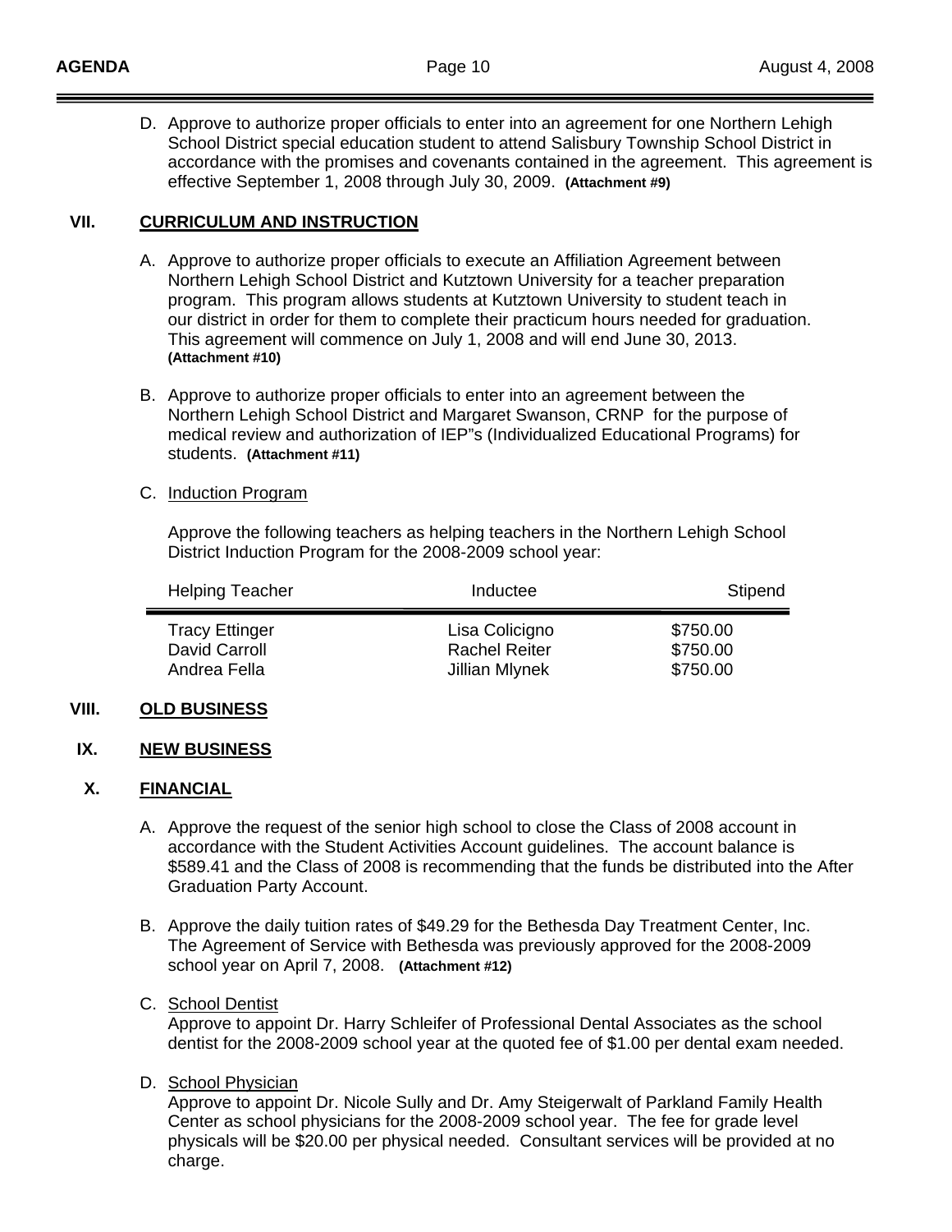D. Approve to authorize proper officials to enter into an agreement for one Northern Lehigh School District special education student to attend Salisbury Township School District in accordance with the promises and covenants contained in the agreement. This agreement is effective September 1, 2008 through July 30, 2009. **(Attachment #9)**

## VII. CURRICULUM AND INSTRUCTION

A. Approve to authorize proper officials to execute an Affiliation Agreement between Northern Lehigh School District and Kutztown University for a teacher preparation program. This program allows students at Kutztown University to student teach in our district in order for them to complete their practicum hours needed for graduation. This agreement will commence on July 1, 2008 and will end June 30, 2013. **(Attachment #10)**

B. Approve to authorize proper officials to enter into an agreement between the Northern Lehigh School District and Margaret Swanson, CRNP for the purpose of medical review and authorization of IEP"s (Individualized Educational Programs) for students. **(Attachment #11)**

C. Induction Program

Approve the following teachers as helping teachers in the Northern Lehigh School District Induction Program for the 2008-2009 school year:

| Helping Teacher | Inductee | Stipend |
|---|---|---|
| Tracy Ettinger | Lisa Colicigno | $750.00 |
| David Carroll | Rachel Reiter | $750.00 |
| Andrea Fella | Jillian Mlynek | $750.00 |

## VIII. OLD BUSINESS

## IX. NEW BUSINESS

## X. FINANCIAL

A. Approve the request of the senior high school to close the Class of 2008 account in accordance with the Student Activities Account guidelines. The account balance is $589.41 and the Class of 2008 is recommending that the funds be distributed into the After Graduation Party Account.

B. Approve the daily tuition rates of $49.29 for the Bethesda Day Treatment Center, Inc. The Agreement of Service with Bethesda was previously approved for the 2008-2009 school year on April 7, 2008. **(Attachment #12)**

C. School Dentist
Approve to appoint Dr. Harry Schleifer of Professional Dental Associates as the school dentist for the 2008-2009 school year at the quoted fee of $1.00 per dental exam needed.

D. School Physician
Approve to appoint Dr. Nicole Sully and Dr. Amy Steigerwalt of Parkland Family Health Center as school physicians for the 2008-2009 school year. The fee for grade level physicals will be $20.00 per physical needed. Consultant services will be provided at no charge.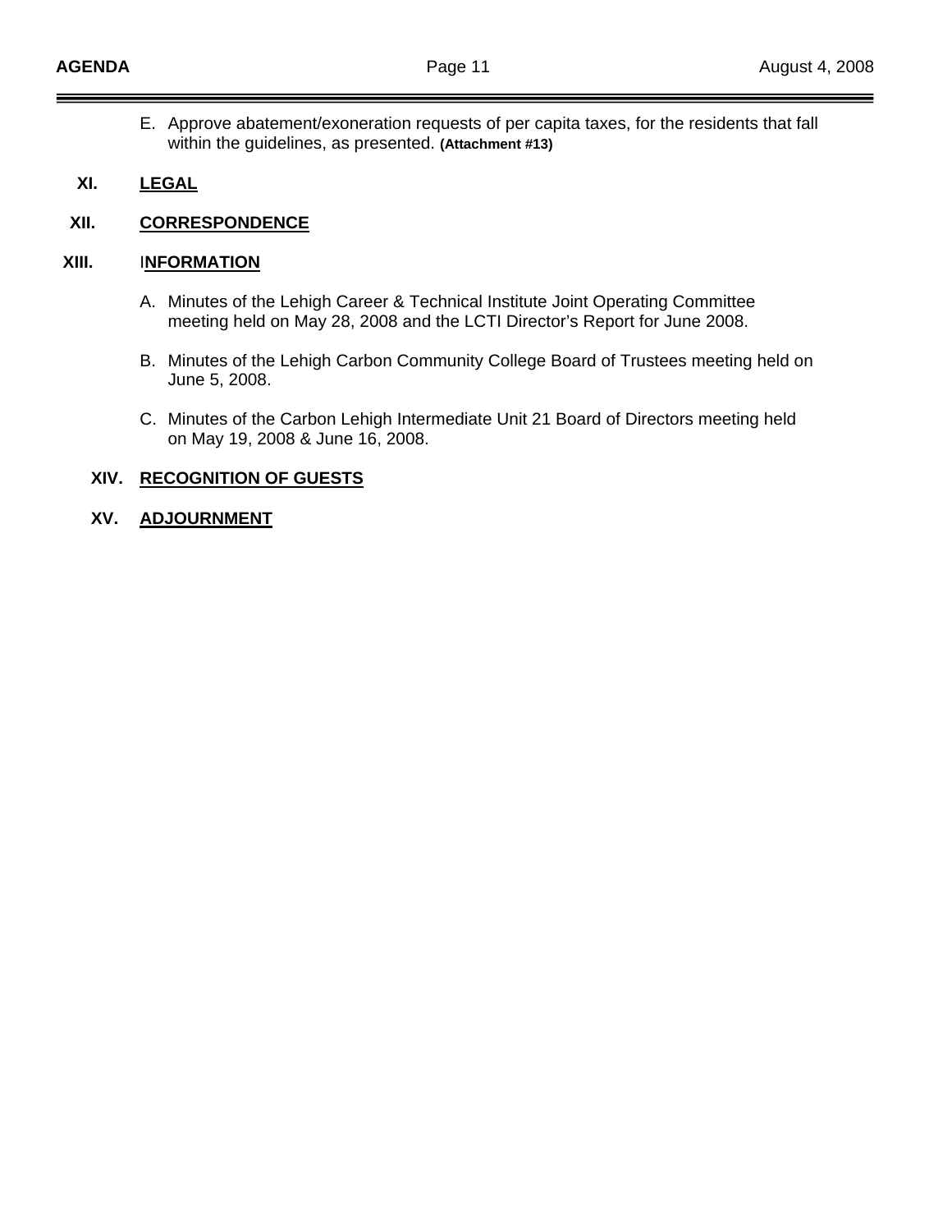E. Approve abatement/exoneration requests of per capita taxes, for the residents that fall within the guidelines, as presented. **(Attachment #13)**

## XI. LEGAL

## XII. CORRESPONDENCE

## XIII. INFORMATION

A. Minutes of the Lehigh Career & Technical Institute Joint Operating Committee meeting held on May 28, 2008 and the LCTI Director's Report for June 2008.

B. Minutes of the Lehigh Carbon Community College Board of Trustees meeting held on June 5, 2008.

C. Minutes of the Carbon Lehigh Intermediate Unit 21 Board of Directors meeting held on May 19, 2008 & June 16, 2008.

## XIV. RECOGNITION OF GUESTS

## XV. ADJOURNMENT